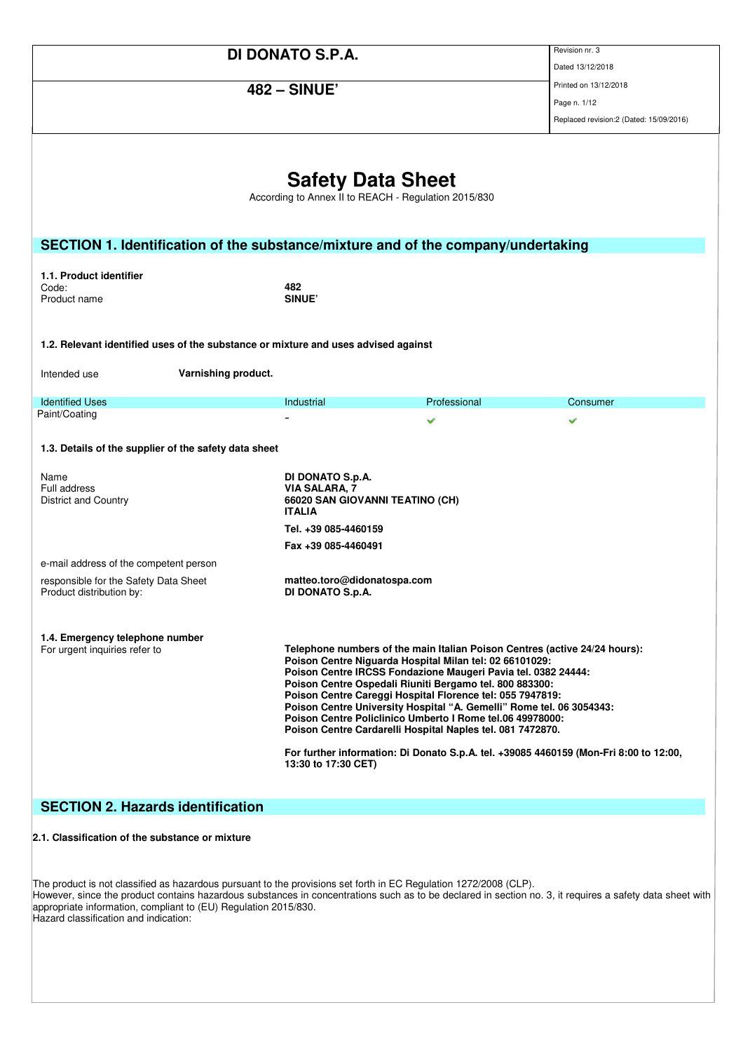# Safety Data Sheet

According to Annex II to REACH - Regulation 2015/830

## SECTION 1. Identification of the substance/mixture and of the company/undertaking

**1.1. Product identifier**

| | |
|---|---|
| Code: | **482** |
| Product name | **SINUE'** |

**1.2. Relevant identified uses of the substance or mixture and uses advised against**

Intended use **Varnishing product.**

| Identified Uses | Industrial | Professional | Consumer |
|---|---|---|---|
| Paint/Coating | - | ✔ | ✔ |

**1.3. Details of the supplier of the safety data sheet**

| | |
|---|---|
| Name | **DI DONATO S.p.A.** |
| Full address | **VIA SALARA, 7** |
| District and Country | **66020 SAN GIOVANNI TEATINO (CH)** **ITALIA** |
| | **Tel. +39 085-4460159** |
| | **Fax +39 085-4460491** |
| e-mail address of the competent person responsible for the Safety Data Sheet | **matteo.toro@didonatospa.com** |
| Product distribution by: | **DI DONATO S.p.A.** |

**1.4. Emergency telephone number**

For urgent inquiries refer to

**Telephone numbers of the main Italian Poison Centres (active 24/24 hours):**
**Poison Centre Niguarda Hospital Milan tel: 02 66101029:**
**Poison Centre IRCSS Fondazione Maugeri Pavia tel. 0382 24444:**
**Poison Centre Ospedali Riuniti Bergamo tel. 800 883300:**
**Poison Centre Careggi Hospital Florence tel: 055 7947819:**
**Poison Centre University Hospital "A. Gemelli" Rome tel. 06 3054343:**
**Poison Centre Policlinico Umberto I Rome tel.06 49978000:**
**Poison Centre Cardarelli Hospital Naples tel. 081 7472870.**

**For further information: Di Donato S.p.A. tel. +39085 4460159 (Mon-Fri 8:00 to 12:00, 13:30 to 17:30 CET)**

## SECTION 2. Hazards identification

**2.1. Classification of the substance or mixture**

The product is not classified as hazardous pursuant to the provisions set forth in EC Regulation 1272/2008 (CLP).
However, since the product contains hazardous substances in concentrations such as to be declared in section no. 3, it requires a safety data sheet with appropriate information, compliant to (EU) Regulation 2015/830.
Hazard classification and indication: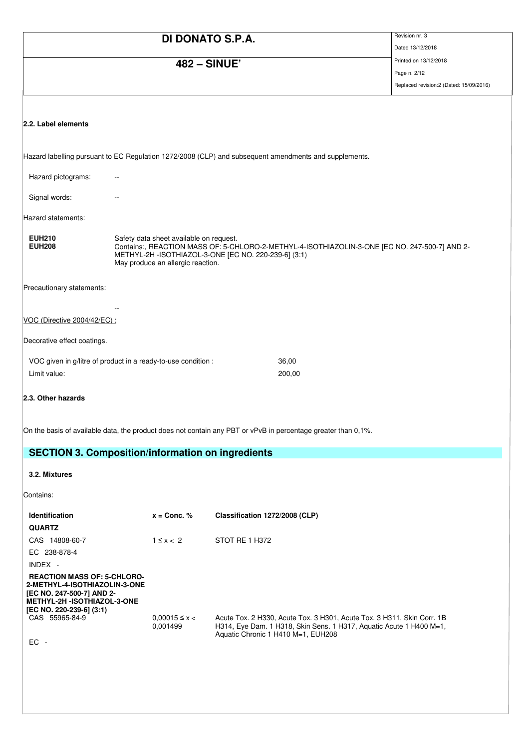### 2.2. Label elements

Hazard labelling pursuant to EC Regulation 1272/2008 (CLP) and subsequent amendments and supplements.

Hazard pictograms: --

Signal words: --

Hazard statements:

| | |
|---|---|
| **EUH210** | Safety data sheet available on request. |
| **EUH208** | Contains:, REACTION MASS OF: 5-CHLORO-2-METHYL-4-ISOTHIAZOLIN-3-ONE [EC NO. 247-500-7] AND 2-METHYL-2H -ISOTHIAZOL-3-ONE [EC NO. 220-239-6] (3:1) May produce an allergic reaction. |

Precautionary statements:

--

VOC (Directive 2004/42/EC) :

Decorative effect coatings.

| | |
|---|---|
| VOC given in g/litre of product in a ready-to-use condition : | 36,00 |
| Limit value: | 200,00 |

### 2.3. Other hazards

On the basis of available data, the product does not contain any PBT or vPvB in percentage greater than 0,1%.

## SECTION 3. Composition/information on ingredients

### 3.2. Mixtures

Contains:

| Identification | x = Conc. % | Classification 1272/2008 (CLP) |
|---|---|---|
| **QUARTZ** | | |
| CAS 14808-60-7 | 1 ≤ x < 2 | STOT RE 1 H372 |
| EC 238-878-4 | | |
| INDEX - | | |
| **REACTION MASS OF: 5-CHLORO-2-METHYL-4-ISOTHIAZOLIN-3-ONE [EC NO. 247-500-7] AND 2-METHYL-2H -ISOTHIAZOL-3-ONE [EC NO. 220-239-6] (3:1)** | | |
| CAS 55965-84-9 | 0,00015 ≤ x < 0,001499 | Acute Tox. 2 H330, Acute Tox. 3 H301, Acute Tox. 3 H311, Skin Corr. 1B H314, Eye Dam. 1 H318, Skin Sens. 1 H317, Aquatic Acute 1 H400 M=1, Aquatic Chronic 1 H410 M=1, EUH208 |
| EC - | | |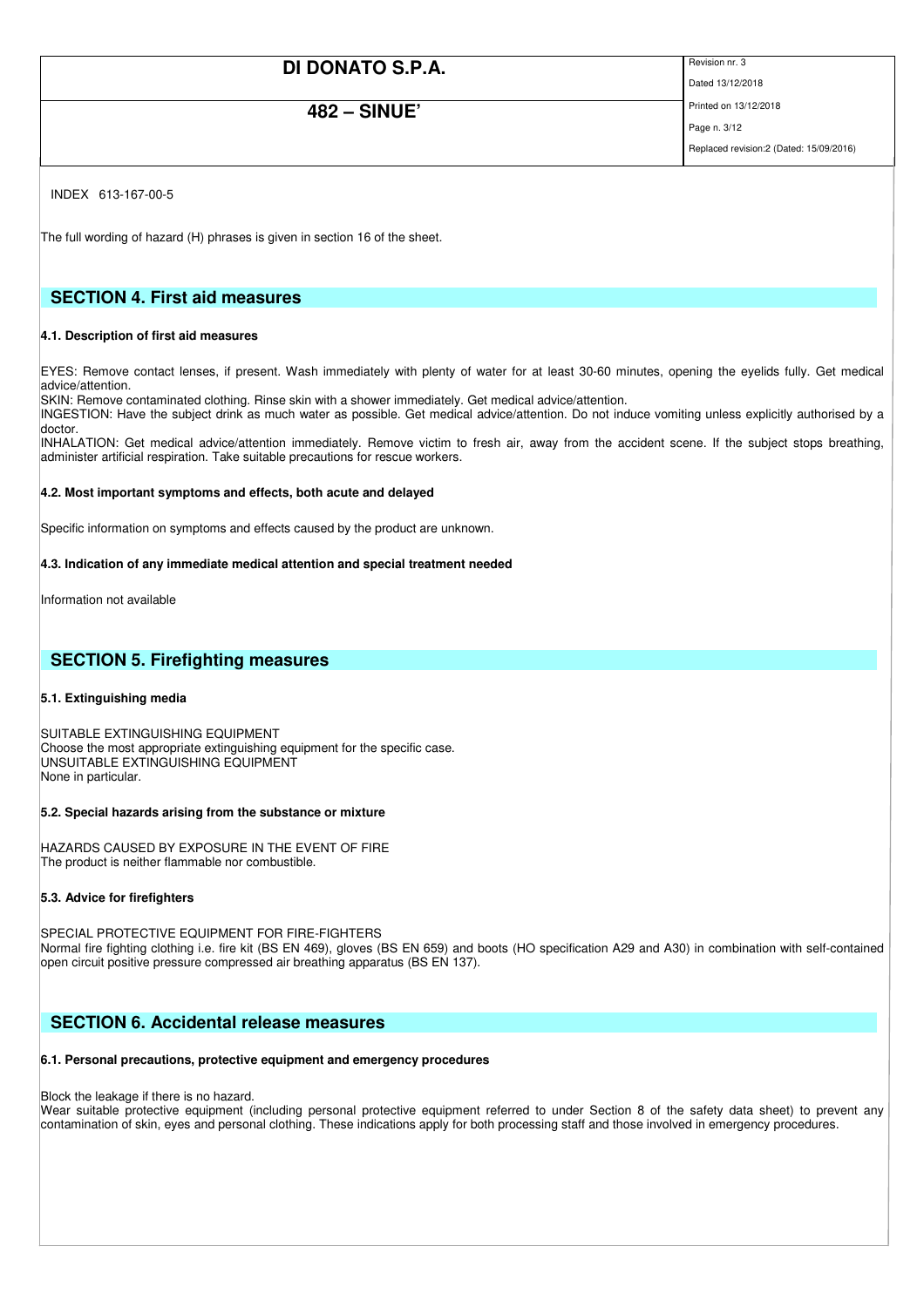INDEX 613-167-00-5

The full wording of hazard (H) phrases is given in section 16 of the sheet.

## SECTION 4. First aid measures

### 4.1. Description of first aid measures

EYES: Remove contact lenses, if present. Wash immediately with plenty of water for at least 30-60 minutes, opening the eyelids fully. Get medical advice/attention.
SKIN: Remove contaminated clothing. Rinse skin with a shower immediately. Get medical advice/attention.
INGESTION: Have the subject drink as much water as possible. Get medical advice/attention. Do not induce vomiting unless explicitly authorised by a doctor.
INHALATION: Get medical advice/attention immediately. Remove victim to fresh air, away from the accident scene. If the subject stops breathing, administer artificial respiration. Take suitable precautions for rescue workers.

### 4.2. Most important symptoms and effects, both acute and delayed

Specific information on symptoms and effects caused by the product are unknown.

### 4.3. Indication of any immediate medical attention and special treatment needed

Information not available

## SECTION 5. Firefighting measures

### 5.1. Extinguishing media

SUITABLE EXTINGUISHING EQUIPMENT
Choose the most appropriate extinguishing equipment for the specific case.
UNSUITABLE EXTINGUISHING EQUIPMENT
None in particular.

### 5.2. Special hazards arising from the substance or mixture

HAZARDS CAUSED BY EXPOSURE IN THE EVENT OF FIRE
The product is neither flammable nor combustible.

### 5.3. Advice for firefighters

SPECIAL PROTECTIVE EQUIPMENT FOR FIRE-FIGHTERS
Normal fire fighting clothing i.e. fire kit (BS EN 469), gloves (BS EN 659) and boots (HO specification A29 and A30) in combination with self-contained open circuit positive pressure compressed air breathing apparatus (BS EN 137).

## SECTION 6. Accidental release measures

### 6.1. Personal precautions, protective equipment and emergency procedures

Block the leakage if there is no hazard.
Wear suitable protective equipment (including personal protective equipment referred to under Section 8 of the safety data sheet) to prevent any contamination of skin, eyes and personal clothing. These indications apply for both processing staff and those involved in emergency procedures.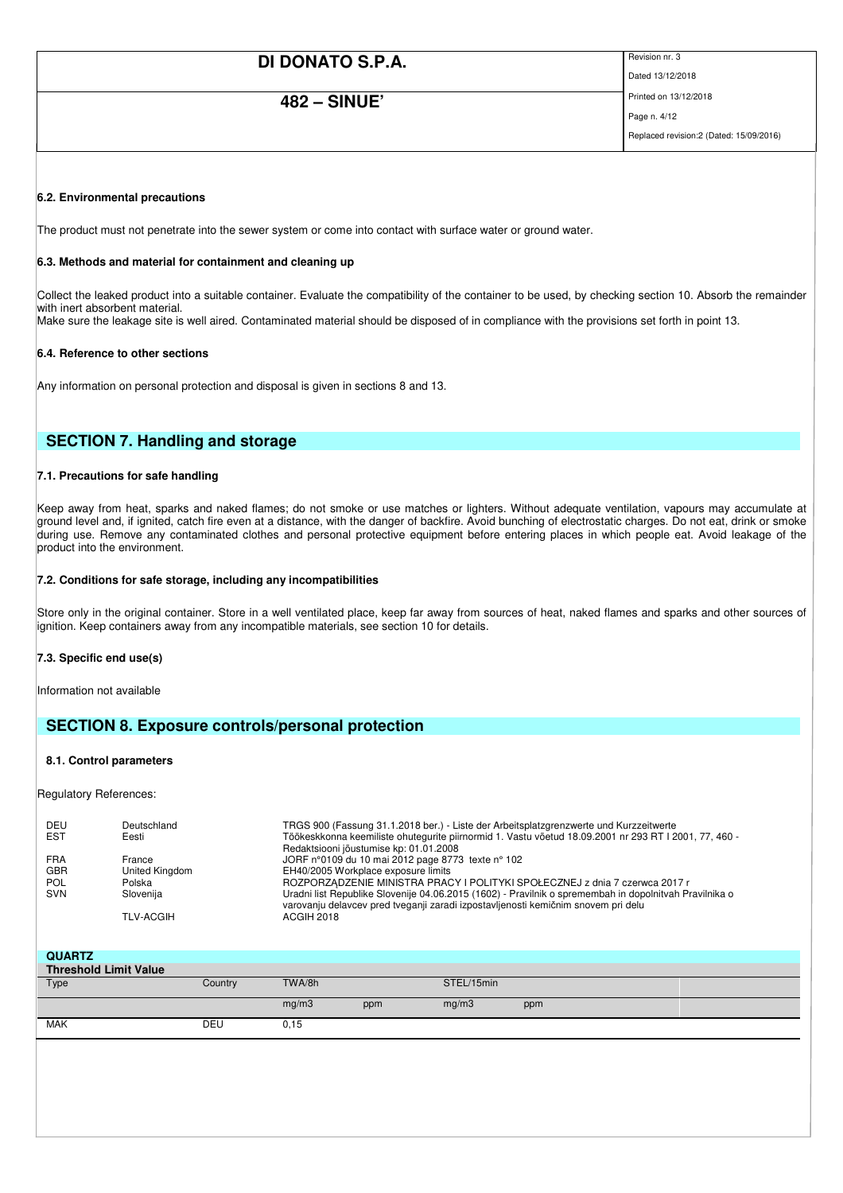### 6.2. Environmental precautions

The product must not penetrate into the sewer system or come into contact with surface water or ground water.

### 6.3. Methods and material for containment and cleaning up

Collect the leaked product into a suitable container. Evaluate the compatibility of the container to be used, by checking section 10. Absorb the remainder with inert absorbent material.
Make sure the leakage site is well aired. Contaminated material should be disposed of in compliance with the provisions set forth in point 13.

### 6.4. Reference to other sections

Any information on personal protection and disposal is given in sections 8 and 13.

## SECTION 7. Handling and storage

### 7.1. Precautions for safe handling

Keep away from heat, sparks and naked flames; do not smoke or use matches or lighters. Without adequate ventilation, vapours may accumulate at ground level and, if ignited, catch fire even at a distance, with the danger of backfire. Avoid bunching of electrostatic charges. Do not eat, drink or smoke during use. Remove any contaminated clothes and personal protective equipment before entering places in which people eat. Avoid leakage of the product into the environment.

### 7.2. Conditions for safe storage, including any incompatibilities

Store only in the original container. Store in a well ventilated place, keep far away from sources of heat, naked flames and sparks and other sources of ignition. Keep containers away from any incompatible materials, see section 10 for details.

### 7.3. Specific end use(s)

Information not available

## SECTION 8. Exposure controls/personal protection

### 8.1. Control parameters

Regulatory References:

| | | |
|---|---|---|
| DEU | Deutschland | TRGS 900 (Fassung 31.1.2018 ber.) - Liste der Arbeitsplatzgrenzwerte und Kurzzeitwerte |
| EST | Eesti | Töökeskkonna keemiliste ohutegurite piirnormid 1. Vastu võetud 18.09.2001 nr 293 RT I 2001, 77, 460 - Redaktsiooni jõustumise kp: 01.01.2008 |
| FRA | France | JORF n°0109 du 10 mai 2012 page 8773 texte n° 102 |
| GBR | United Kingdom | EH40/2005 Workplace exposure limits |
| POL | Polska | ROZPORZĄDZENIE MINISTRA PRACY I POLITYKI SPOŁECZNEJ z dnia 7 czerwca 2017 r |
| SVN | Slovenija | Uradni list Republike Slovenije 04.06.2015 (1602) - Pravilnik o spremembah in dopolnitvah Pravilnika o varovanju delavcev pred tveganji zaradi izpostavljenosti kemičnim snovem pri delu |
| | TLV-ACGIH | ACGIH 2018 |

**QUARTZ**

| Threshold Limit Value | | | | | | |
|---|---|---|---|---|---|---|
| Type | Country | TWA/8h | | STEL/15min | | |
| | | mg/m3 | ppm | mg/m3 | ppm | |
| MAK | DEU | 0,15 | | | | |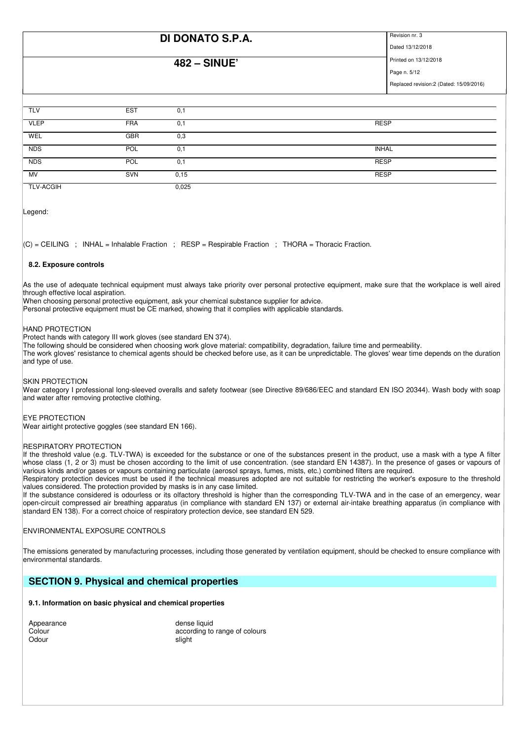| | | | |
|---|---|---|---|
| TLV | EST | 0,1 | |
| VLEP | FRA | 0,1 | RESP |
| WEL | GBR | 0,3 | |
| NDS | POL | 0,1 | INHAL |
| NDS | POL | 0,1 | RESP |
| MV | SVN | 0,15 | RESP |
| TLV-ACGIH | | 0,025 | |

Legend:

(C) = CEILING ; INHAL = Inhalable Fraction ; RESP = Respirable Fraction ; THORA = Thoracic Fraction.

**8.2. Exposure controls**

As the use of adequate technical equipment must always take priority over personal protective equipment, make sure that the workplace is well aired through effective local aspiration.
When choosing personal protective equipment, ask your chemical substance supplier for advice.
Personal protective equipment must be CE marked, showing that it complies with applicable standards.

HAND PROTECTION
Protect hands with category III work gloves (see standard EN 374).
The following should be considered when choosing work glove material: compatibility, degradation, failure time and permeability.
The work gloves' resistance to chemical agents should be checked before use, as it can be unpredictable. The gloves' wear time depends on the duration and type of use.

SKIN PROTECTION
Wear category I professional long-sleeved overalls and safety footwear (see Directive 89/686/EEC and standard EN ISO 20344). Wash body with soap and water after removing protective clothing.

EYE PROTECTION
Wear airtight protective goggles (see standard EN 166).

RESPIRATORY PROTECTION
If the threshold value (e.g. TLV-TWA) is exceeded for the substance or one of the substances present in the product, use a mask with a type A filter whose class (1, 2 or 3) must be chosen according to the limit of use concentration. (see standard EN 14387). In the presence of gases or vapours of various kinds and/or gases or vapours containing particulate (aerosol sprays, fumes, mists, etc.) combined filters are required.
Respiratory protection devices must be used if the technical measures adopted are not suitable for restricting the worker's exposure to the threshold values considered. The protection provided by masks is in any case limited.
If the substance considered is odourless or its olfactory threshold is higher than the corresponding TLV-TWA and in the case of an emergency, wear open-circuit compressed air breathing apparatus (in compliance with standard EN 137) or external air-intake breathing apparatus (in compliance with standard EN 138). For a correct choice of respiratory protection device, see standard EN 529.

ENVIRONMENTAL EXPOSURE CONTROLS

The emissions generated by manufacturing processes, including those generated by ventilation equipment, should be checked to ensure compliance with environmental standards.

## SECTION 9. Physical and chemical properties

**9.1. Information on basic physical and chemical properties**

| | |
|---|---|
| Appearance | dense liquid |
| Colour | according to range of colours |
| Odour | slight |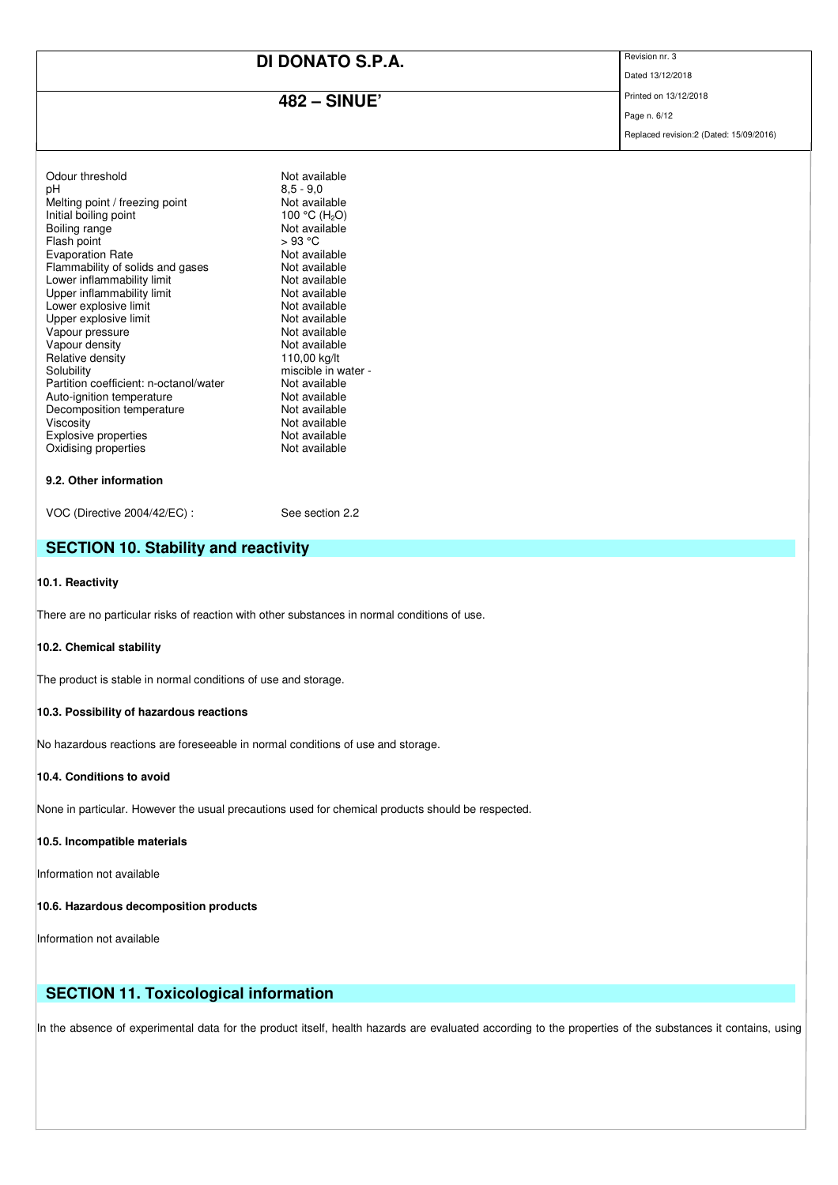| | |
|---|---|
| Odour threshold | Not available |
| pH | 8,5 - 9,0 |
| Melting point / freezing point | Not available |
| Initial boiling point | 100 °C ($H_2O$) |
| Boiling range | Not available |
| Flash point | > 93 °C |
| Evaporation Rate | Not available |
| Flammability of solids and gases | Not available |
| Lower inflammability limit | Not available |
| Upper inflammability limit | Not available |
| Lower explosive limit | Not available |
| Upper explosive limit | Not available |
| Vapour pressure | Not available |
| Vapour density | Not available |
| Relative density | 110,00 kg/lt |
| Solubility | miscible in water - |
| Partition coefficient: n-octanol/water | Not available |
| Auto-ignition temperature | Not available |
| Decomposition temperature | Not available |
| Viscosity | Not available |
| Explosive properties | Not available |
| Oxidising properties | Not available |

**9.2. Other information**

VOC (Directive 2004/42/EC) : See section 2.2

## SECTION 10. Stability and reactivity

**10.1. Reactivity**

There are no particular risks of reaction with other substances in normal conditions of use.

**10.2. Chemical stability**

The product is stable in normal conditions of use and storage.

**10.3. Possibility of hazardous reactions**

No hazardous reactions are foreseeable in normal conditions of use and storage.

**10.4. Conditions to avoid**

None in particular. However the usual precautions used for chemical products should be respected.

**10.5. Incompatible materials**

Information not available

**10.6. Hazardous decomposition products**

Information not available

## SECTION 11. Toxicological information

In the absence of experimental data for the product itself, health hazards are evaluated according to the properties of the substances it contains, using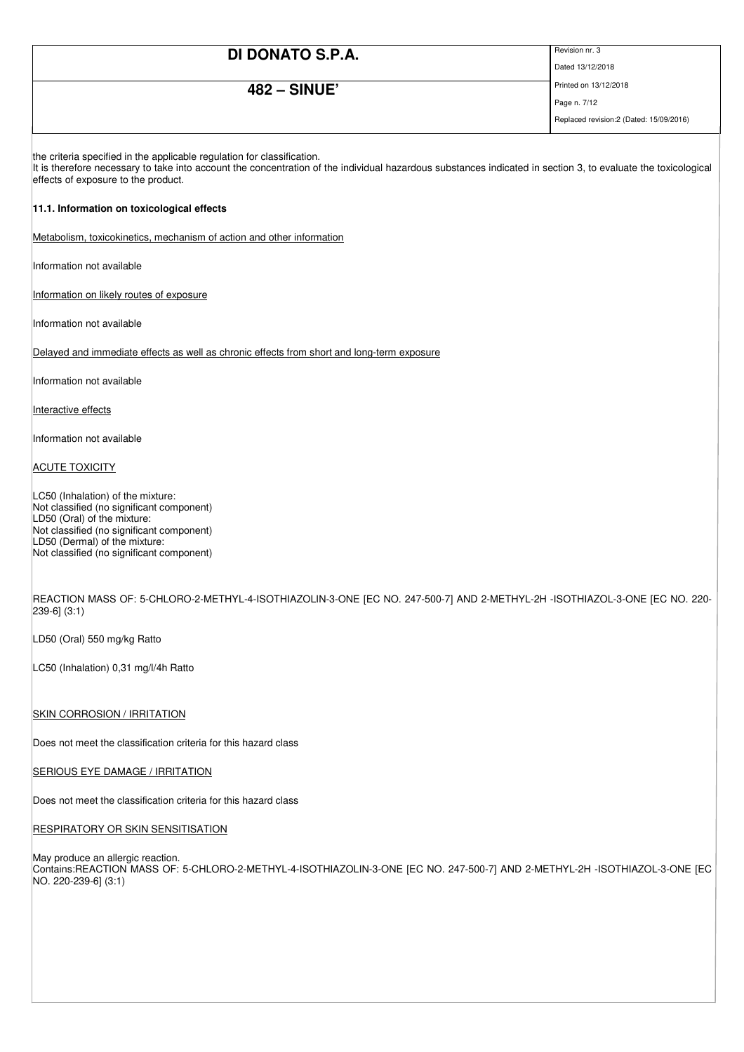the criteria specified in the applicable regulation for classification.
It is therefore necessary to take into account the concentration of the individual hazardous substances indicated in section 3, to evaluate the toxicological effects of exposure to the product.

**11.1. Information on toxicological effects**

Metabolism, toxicokinetics, mechanism of action and other information

Information not available

Information on likely routes of exposure

Information not available

Delayed and immediate effects as well as chronic effects from short and long-term exposure

Information not available

Interactive effects

Information not available

ACUTE TOXICITY

LC50 (Inhalation) of the mixture:
Not classified (no significant component)
LD50 (Oral) of the mixture:
Not classified (no significant component)
LD50 (Dermal) of the mixture:
Not classified (no significant component)

REACTION MASS OF: 5-CHLORO-2-METHYL-4-ISOTHIAZOLIN-3-ONE [EC NO. 247-500-7] AND 2-METHYL-2H -ISOTHIAZOL-3-ONE [EC NO. 220-239-6] (3:1)

LD50 (Oral) 550 mg/kg Ratto

LC50 (Inhalation) 0,31 mg/l/4h Ratto

SKIN CORROSION / IRRITATION

Does not meet the classification criteria for this hazard class

SERIOUS EYE DAMAGE / IRRITATION

Does not meet the classification criteria for this hazard class

RESPIRATORY OR SKIN SENSITISATION

May produce an allergic reaction.
Contains:REACTION MASS OF: 5-CHLORO-2-METHYL-4-ISOTHIAZOLIN-3-ONE [EC NO. 247-500-7] AND 2-METHYL-2H -ISOTHIAZOL-3-ONE [EC NO. 220-239-6] (3:1)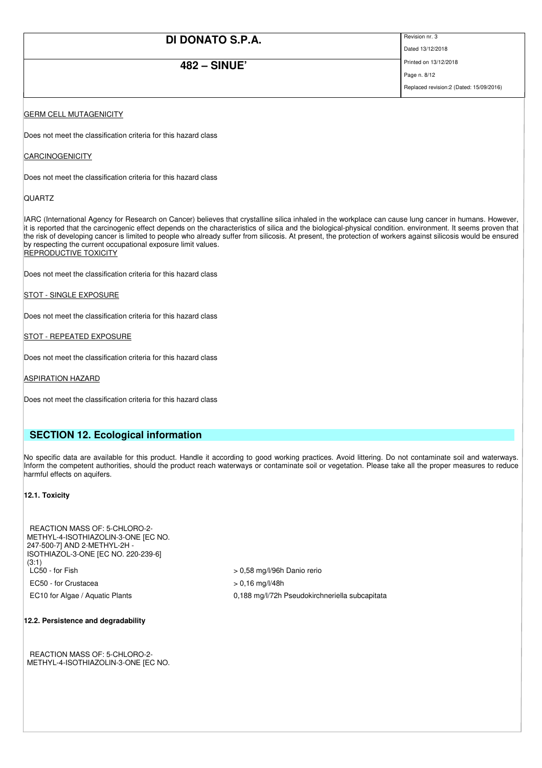GERM CELL MUTAGENICITY

Does not meet the classification criteria for this hazard class

CARCINOGENICITY

Does not meet the classification criteria for this hazard class

QUARTZ

IARC (International Agency for Research on Cancer) believes that crystalline silica inhaled in the workplace can cause lung cancer in humans. However, it is reported that the carcinogenic effect depends on the characteristics of silica and the biological-physical condition. environment. It seems proven that the risk of developing cancer is limited to people who already suffer from silicosis. At present, the protection of workers against silicosis would be ensured by respecting the current occupational exposure limit values.

REPRODUCTIVE TOXICITY

Does not meet the classification criteria for this hazard class

STOT - SINGLE EXPOSURE

Does not meet the classification criteria for this hazard class

STOT - REPEATED EXPOSURE

Does not meet the classification criteria for this hazard class

ASPIRATION HAZARD

Does not meet the classification criteria for this hazard class

## SECTION 12. Ecological information

No specific data are available for this product. Handle it according to good working practices. Avoid littering. Do not contaminate soil and waterways. Inform the competent authorities, should the product reach waterways or contaminate soil or vegetation. Please take all the proper measures to reduce harmful effects on aquifers.

### 12.1. Toxicity

REACTION MASS OF: 5-CHLORO-2-METHYL-4-ISOTHIAZOLIN-3-ONE [EC NO. 247-500-7] AND 2-METHYL-2H - ISOTHIAZOL-3-ONE [EC NO. 220-239-6] (3:1)

| | |
|---|---|
| LC50 - for Fish | > 0,58 mg/l/96h Danio rerio |
| EC50 - for Crustacea | > 0,16 mg/l/48h |
| EC10 for Algae / Aquatic Plants | 0,188 mg/l/72h Pseudokirchneriella subcapitata |

### 12.2. Persistence and degradability

REACTION MASS OF: 5-CHLORO-2-METHYL-4-ISOTHIAZOLIN-3-ONE [EC NO.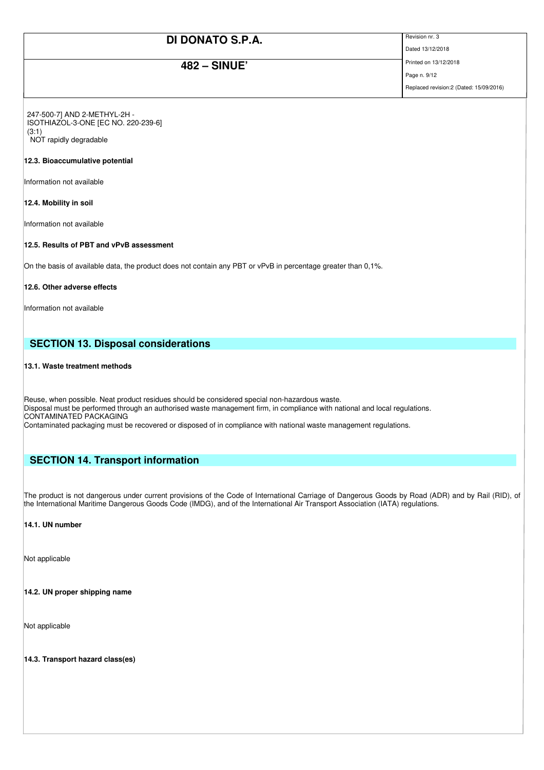247-500-7] AND 2-METHYL-2H - ISOTHIAZOL-3-ONE [EC NO. 220-239-6] (3:1)
NOT rapidly degradable

**12.3. Bioaccumulative potential**

Information not available

**12.4. Mobility in soil**

Information not available

**12.5. Results of PBT and vPvB assessment**

On the basis of available data, the product does not contain any PBT or vPvB in percentage greater than 0,1%.

**12.6. Other adverse effects**

Information not available

## SECTION 13. Disposal considerations

**13.1. Waste treatment methods**

Reuse, when possible. Neat product residues should be considered special non-hazardous waste.
Disposal must be performed through an authorised waste management firm, in compliance with national and local regulations.
CONTAMINATED PACKAGING
Contaminated packaging must be recovered or disposed of in compliance with national waste management regulations.

## SECTION 14. Transport information

The product is not dangerous under current provisions of the Code of International Carriage of Dangerous Goods by Road (ADR) and by Rail (RID), of the International Maritime Dangerous Goods Code (IMDG), and of the International Air Transport Association (IATA) regulations.

**14.1. UN number**

Not applicable

**14.2. UN proper shipping name**

Not applicable

**14.3. Transport hazard class(es)**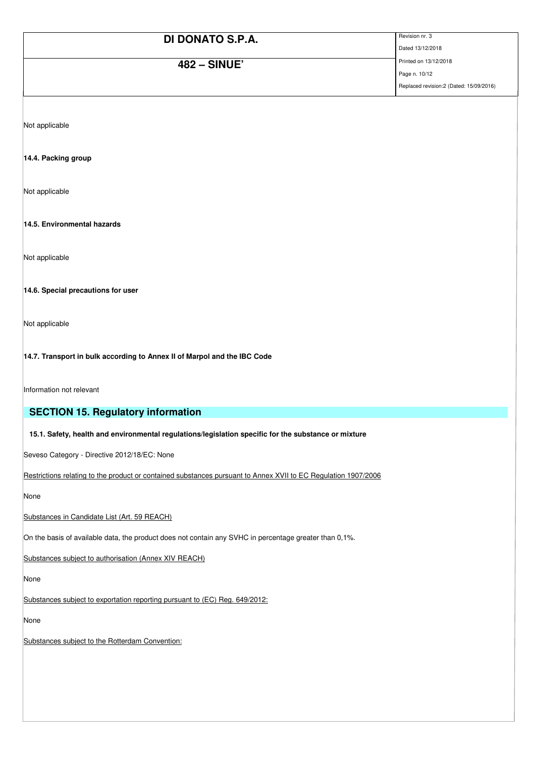Not applicable

**14.4. Packing group**

Not applicable

**14.5. Environmental hazards**

Not applicable

**14.6. Special precautions for user**

Not applicable

**14.7. Transport in bulk according to Annex II of Marpol and the IBC Code**

Information not relevant

## SECTION 15. Regulatory information

**15.1. Safety, health and environmental regulations/legislation specific for the substance or mixture**

Seveso Category - Directive 2012/18/EC: None

Restrictions relating to the product or contained substances pursuant to Annex XVII to EC Regulation 1907/2006

None

Substances in Candidate List (Art. 59 REACH)

On the basis of available data, the product does not contain any SVHC in percentage greater than 0,1%.

Substances subject to authorisation (Annex XIV REACH)

None

Substances subject to exportation reporting pursuant to (EC) Reg. 649/2012:

None

Substances subject to the Rotterdam Convention: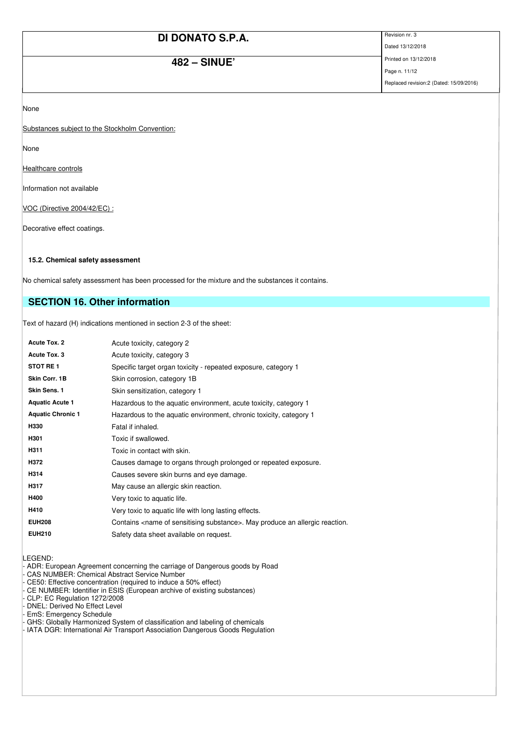None

Substances subject to the Stockholm Convention:

None

Healthcare controls

Information not available

VOC (Directive 2004/42/EC) :

Decorative effect coatings.

### 15.2. Chemical safety assessment

No chemical safety assessment has been processed for the mixture and the substances it contains.

## SECTION 16. Other information

Text of hazard (H) indications mentioned in section 2-3 of the sheet:

| | |
|---|---|
| **Acute Tox. 2** | Acute toxicity, category 2 |
| **Acute Tox. 3** | Acute toxicity, category 3 |
| **STOT RE 1** | Specific target organ toxicity - repeated exposure, category 1 |
| **Skin Corr. 1B** | Skin corrosion, category 1B |
| **Skin Sens. 1** | Skin sensitization, category 1 |
| **Aquatic Acute 1** | Hazardous to the aquatic environment, acute toxicity, category 1 |
| **Aquatic Chronic 1** | Hazardous to the aquatic environment, chronic toxicity, category 1 |
| **H330** | Fatal if inhaled. |
| **H301** | Toxic if swallowed. |
| **H311** | Toxic in contact with skin. |
| **H372** | Causes damage to organs through prolonged or repeated exposure. |
| **H314** | Causes severe skin burns and eye damage. |
| **H317** | May cause an allergic skin reaction. |
| **H400** | Very toxic to aquatic life. |
| **H410** | Very toxic to aquatic life with long lasting effects. |
| **EUH208** | Contains <name of sensitising substance>. May produce an allergic reaction. |
| **EUH210** | Safety data sheet available on request. |

LEGEND:
- ADR: European Agreement concerning the carriage of Dangerous goods by Road
- CAS NUMBER: Chemical Abstract Service Number
- CE50: Effective concentration (required to induce a 50% effect)
- CE NUMBER: Identifier in ESIS (European archive of existing substances)
- CLP: EC Regulation 1272/2008
- DNEL: Derived No Effect Level
- EmS: Emergency Schedule
- GHS: Globally Harmonized System of classification and labeling of chemicals
- IATA DGR: International Air Transport Association Dangerous Goods Regulation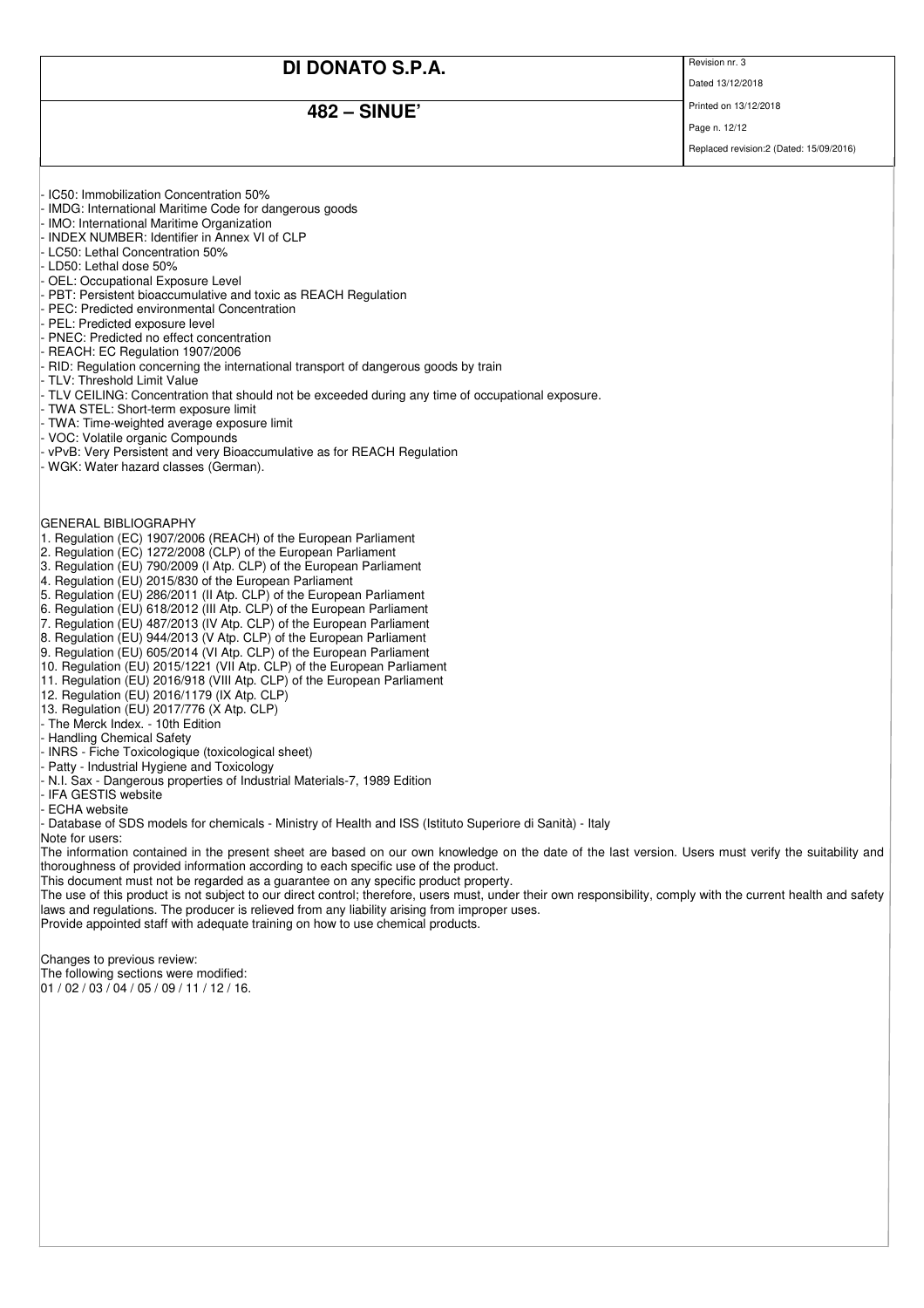- IC50: Immobilization Concentration 50%
- IMDG: International Maritime Code for dangerous goods
- IMO: International Maritime Organization
- INDEX NUMBER: Identifier in Annex VI of CLP
- LC50: Lethal Concentration 50%
- LD50: Lethal dose 50%
- OEL: Occupational Exposure Level
- PBT: Persistent bioaccumulative and toxic as REACH Regulation
- PEC: Predicted environmental Concentration
- PEL: Predicted exposure level
- PNEC: Predicted no effect concentration
- REACH: EC Regulation 1907/2006
- RID: Regulation concerning the international transport of dangerous goods by train
- TLV: Threshold Limit Value
- TLV CEILING: Concentration that should not be exceeded during any time of occupational exposure.
- TWA STEL: Short-term exposure limit
- TWA: Time-weighted average exposure limit
- VOC: Volatile organic Compounds
- vPvB: Very Persistent and very Bioaccumulative as for REACH Regulation
- WGK: Water hazard classes (German).

GENERAL BIBLIOGRAPHY

1. Regulation (EC) 1907/2006 (REACH) of the European Parliament
2. Regulation (EC) 1272/2008 (CLP) of the European Parliament
3. Regulation (EU) 790/2009 (I Atp. CLP) of the European Parliament
4. Regulation (EU) 2015/830 of the European Parliament
5. Regulation (EU) 286/2011 (II Atp. CLP) of the European Parliament
6. Regulation (EU) 618/2012 (III Atp. CLP) of the European Parliament
7. Regulation (EU) 487/2013 (IV Atp. CLP) of the European Parliament
8. Regulation (EU) 944/2013 (V Atp. CLP) of the European Parliament
9. Regulation (EU) 605/2014 (VI Atp. CLP) of the European Parliament
10. Regulation (EU) 2015/1221 (VII Atp. CLP) of the European Parliament
11. Regulation (EU) 2016/918 (VIII Atp. CLP) of the European Parliament
12. Regulation (EU) 2016/1179 (IX Atp. CLP)
13. Regulation (EU) 2017/776 (X Atp. CLP)

- The Merck Index. - 10th Edition
- Handling Chemical Safety
- INRS - Fiche Toxicologique (toxicological sheet)
- Patty - Industrial Hygiene and Toxicology
- N.I. Sax - Dangerous properties of Industrial Materials-7, 1989 Edition
- IFA GESTIS website
- ECHA website
- Database of SDS models for chemicals - Ministry of Health and ISS (Istituto Superiore di Sanità) - Italy

Note for users:

The information contained in the present sheet are based on our own knowledge on the date of the last version. Users must verify the suitability and thoroughness of provided information according to each specific use of the product.

This document must not be regarded as a guarantee on any specific product property.

The use of this product is not subject to our direct control; therefore, users must, under their own responsibility, comply with the current health and safety laws and regulations. The producer is relieved from any liability arising from improper uses.

Provide appointed staff with adequate training on how to use chemical products.

Changes to previous review:

The following sections were modified:

01 / 02 / 03 / 04 / 05 / 09 / 11 / 12 / 16.